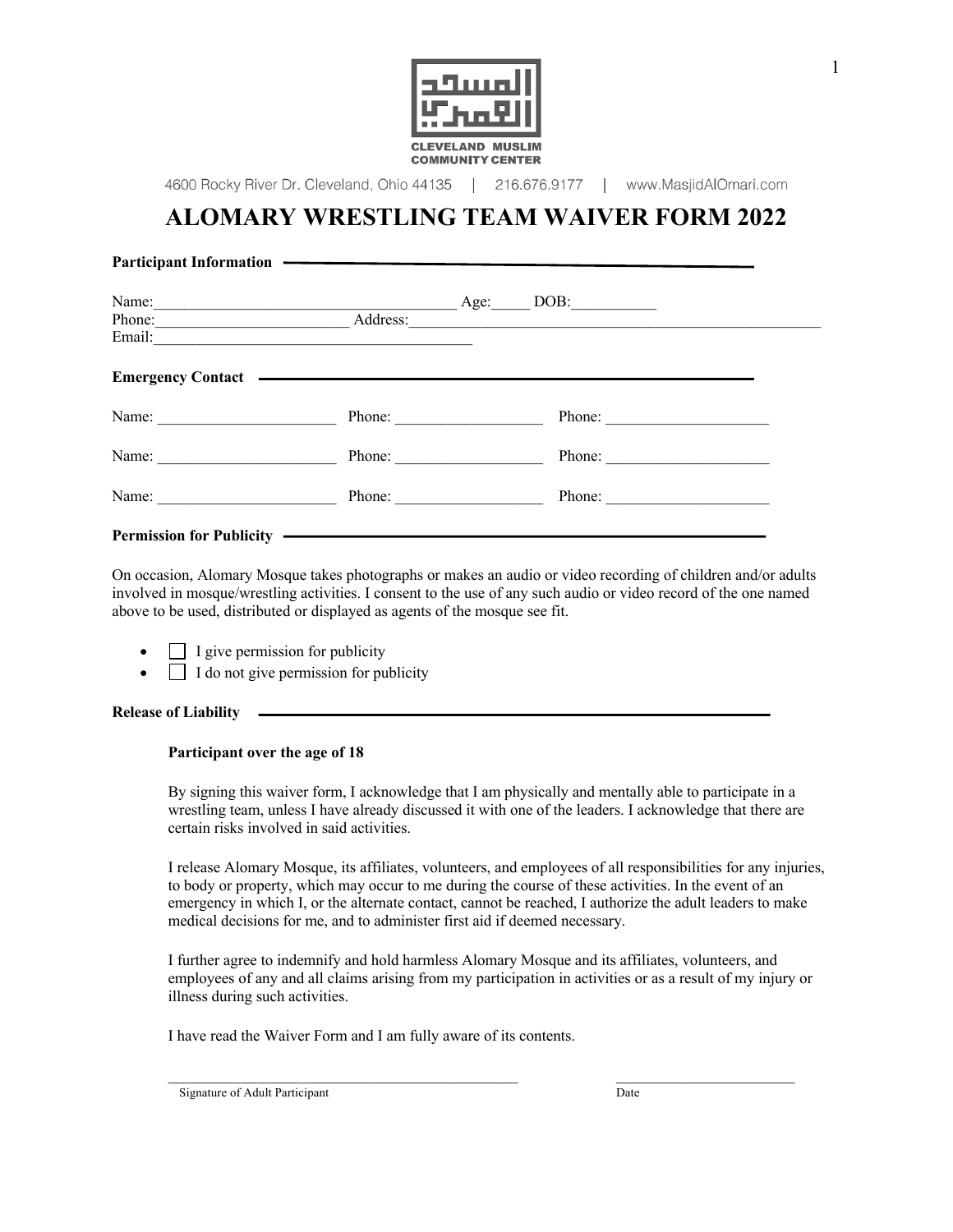CLEVELAND MUSLIM COMMUNITY CENTER

4600 Rocky River Dr. Cleveland, Ohio 44135 | 216.676.9177 | www.MasjidAlOmari.com

# ALOMARY WRESTLING TEAM WAIVER FORM 2022

**Participant Information**

Name:_______________________________________ Age:_____ DOB:___________
Phone:_________________________ Address:_______________________________________________________
Email:__________________________________________

**Emergency Contact**

Name: _______________________ Phone: ___________________ Phone: _____________________

Name: _______________________ Phone: ___________________ Phone: _____________________

Name: _______________________ Phone: ___________________ Phone: _____________________

**Permission for Publicity**

On occasion, Alomary Mosque takes photographs or makes an audio or video recording of children and/or adults involved in mosque/wrestling activities. I consent to the use of any such audio or video record of the one named above to be used, distributed or displayed as agents of the mosque see fit.

- ☐ I give permission for publicity
- ☐ I do not give permission for publicity

**Release of Liability**

**Participant over the age of 18**

By signing this waiver form, I acknowledge that I am physically and mentally able to participate in a wrestling team, unless I have already discussed it with one of the leaders. I acknowledge that there are certain risks involved in said activities.

I release Alomary Mosque, its affiliates, volunteers, and employees of all responsibilities for any injuries, to body or property, which may occur to me during the course of these activities. In the event of an emergency in which I, or the alternate contact, cannot be reached, I authorize the adult leaders to make medical decisions for me, and to administer first aid if deemed necessary.

I further agree to indemnify and hold harmless Alomary Mosque and its affiliates, volunteers, and employees of any and all claims arising from my participation in activities or as a result of my injury or illness during such activities.

I have read the Waiver Form and I am fully aware of its contents.

___________________________________________________ __________________________
Signature of Adult Participant Date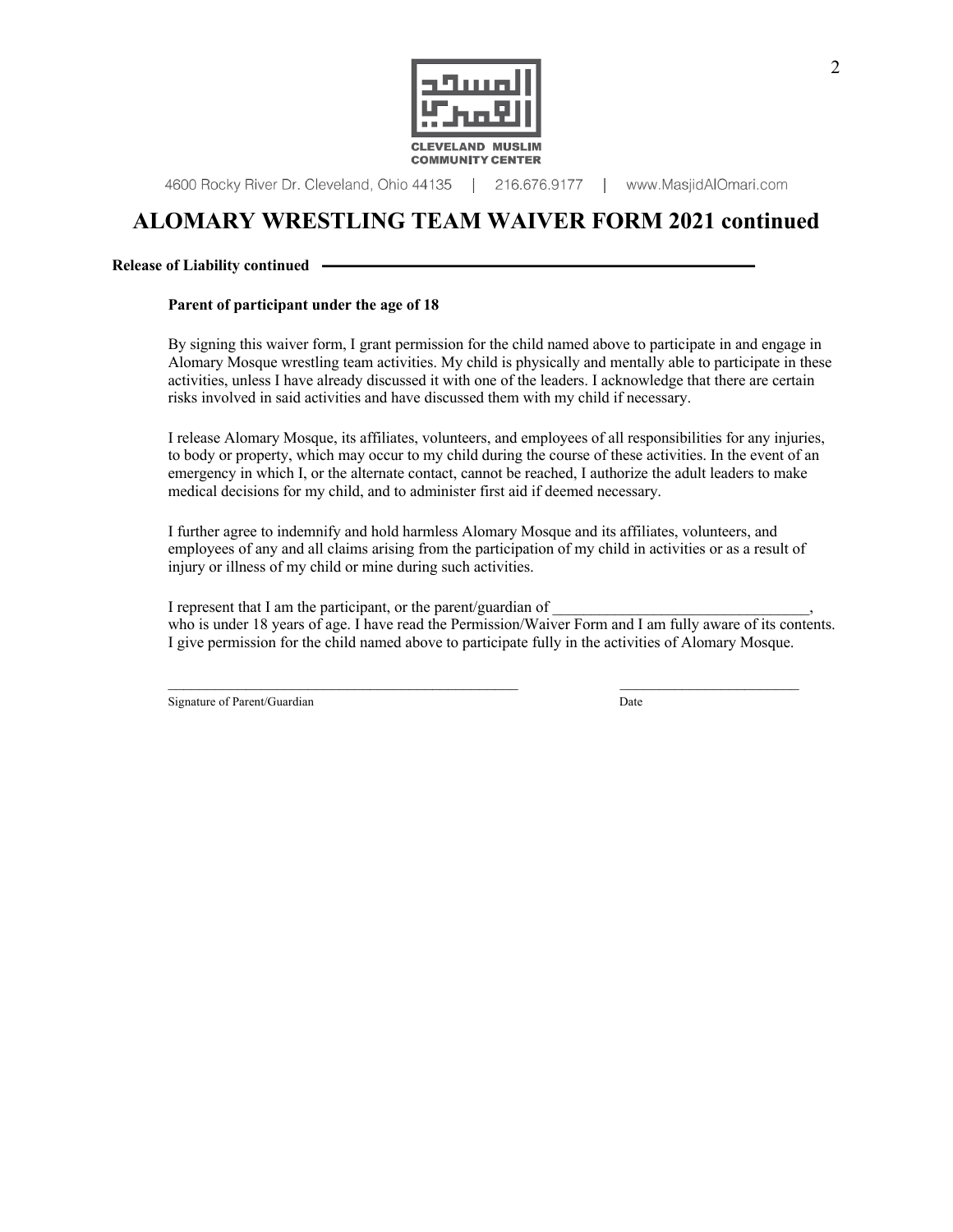CLEVELAND MUSLIM COMMUNITY CENTER

4600 Rocky River Dr. Cleveland, Ohio 44135 | 216.676.9177 | www.MasjidAlOmari.com

# ALOMARY WRESTLING TEAM WAIVER FORM 2021 continued

**Release of Liability continued**

**Parent of participant under the age of 18**

By signing this waiver form, I grant permission for the child named above to participate in and engage in Alomary Mosque wrestling team activities. My child is physically and mentally able to participate in these activities, unless I have already discussed it with one of the leaders. I acknowledge that there are certain risks involved in said activities and have discussed them with my child if necessary.

I release Alomary Mosque, its affiliates, volunteers, and employees of all responsibilities for any injuries, to body or property, which may occur to my child during the course of these activities. In the event of an emergency in which I, or the alternate contact, cannot be reached, I authorize the adult leaders to make medical decisions for my child, and to administer first aid if deemed necessary.

I further agree to indemnify and hold harmless Alomary Mosque and its affiliates, volunteers, and employees of any and all claims arising from the participation of my child in activities or as a result of injury or illness of my child or mine during such activities.

I represent that I am the participant, or the parent/guardian of ___________________________________, who is under 18 years of age. I have read the Permission/Waiver Form and I am fully aware of its contents. I give permission for the child named above to participate fully in the activities of Alomary Mosque.

___________________________________________________ ___________________________

Signature of Parent/Guardian Date